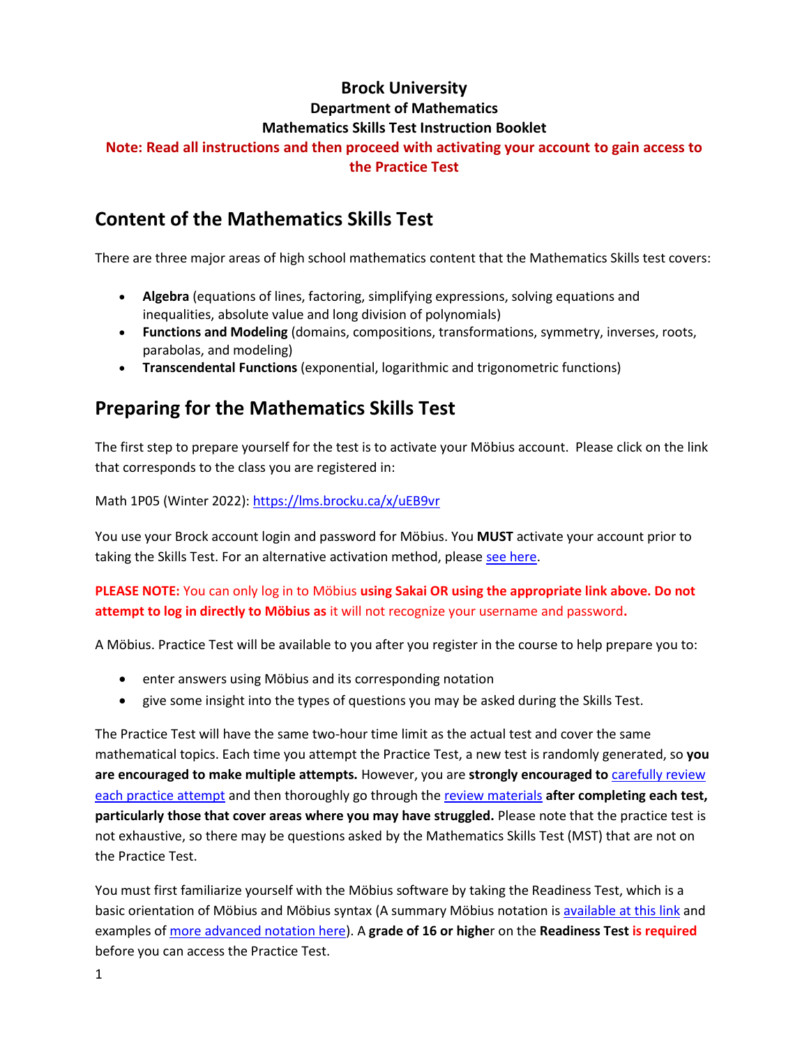**Brock University**

**Department of Mathematics**

**Mathematics Skills Test Instruction Booklet**

**Note: Read all instructions and then proceed with activating your account to gain access to the Practice Test**

## Content of the Mathematics Skills Test

There are three major areas of high school mathematics content that the Mathematics Skills test covers:

- **Algebra** (equations of lines, factoring, simplifying expressions, solving equations and inequalities, absolute value and long division of polynomials)
- **Functions and Modeling** (domains, compositions, transformations, symmetry, inverses, roots, parabolas, and modeling)
- **Transcendental Functions** (exponential, logarithmic and trigonometric functions)

## Preparing for the Mathematics Skills Test

The first step to prepare yourself for the test is to activate your Möbius account. Please click on the link that corresponds to the class you are registered in:

Math 1P05 (Winter 2022): https://lms.brocku.ca/x/uEB9vr

You use your Brock account login and password for Möbius. You **MUST** activate your account prior to taking the Skills Test. For an alternative activation method, please see here.

**PLEASE NOTE:** You can only log in to Möbius **using Sakai OR using the appropriate link above. Do not attempt to log in directly to Möbius as** it will not recognize your username and password**.**

A Möbius. Practice Test will be available to you after you register in the course to help prepare you to:

- enter answers using Möbius and its corresponding notation
- give some insight into the types of questions you may be asked during the Skills Test.

The Practice Test will have the same two-hour time limit as the actual test and cover the same mathematical topics. Each time you attempt the Practice Test, a new test is randomly generated, so **you are encouraged to make multiple attempts.** However, you are **strongly encouraged to** carefully review each practice attempt and then thoroughly go through the review materials **after completing each test, particularly those that cover areas where you may have struggled.** Please note that the practice test is not exhaustive, so there may be questions asked by the Mathematics Skills Test (MST) that are not on the Practice Test.

You must first familiarize yourself with the Möbius software by taking the Readiness Test, which is a basic orientation of Möbius and Möbius syntax (A summary Möbius notation is available at this link and examples of more advanced notation here). A **grade of 16 or highe**r on the **Readiness Test is required** before you can access the Practice Test.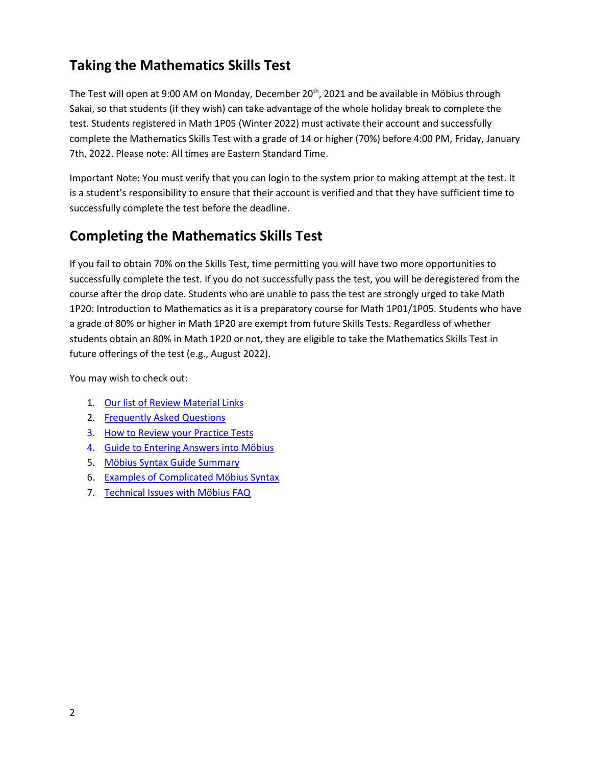## Taking the Mathematics Skills Test

The Test will open at 9:00 AM on Monday, December 20th, 2021 and be available in Möbius through Sakai, so that students (if they wish) can take advantage of the whole holiday break to complete the test. Students registered in Math 1P05 (Winter 2022) must activate their account and successfully complete the Mathematics Skills Test with a grade of 14 or higher (70%) before 4:00 PM, Friday, January 7th, 2022. Please note: All times are Eastern Standard Time.

Important Note: You must verify that you can login to the system prior to making attempt at the test. It is a student's responsibility to ensure that their account is verified and that they have sufficient time to successfully complete the test before the deadline.

## Completing the Mathematics Skills Test

If you fail to obtain 70% on the Skills Test, time permitting you will have two more opportunities to successfully complete the test. If you do not successfully pass the test, you will be deregistered from the course after the drop date. Students who are unable to pass the test are strongly urged to take Math 1P20: Introduction to Mathematics as it is a preparatory course for Math 1P01/1P05. Students who have a grade of 80% or higher in Math 1P20 are exempt from future Skills Tests. Regardless of whether students obtain an 80% in Math 1P20 or not, they are eligible to take the Mathematics Skills Test in future offerings of the test (e.g., August 2022).

You may wish to check out:

1. Our list of Review Material Links
2. Frequently Asked Questions
3. How to Review your Practice Tests
4. Guide to Entering Answers into Möbius
5. Möbius Syntax Guide Summary
6. Examples of Complicated Möbius Syntax
7. Technical Issues with Möbius FAQ